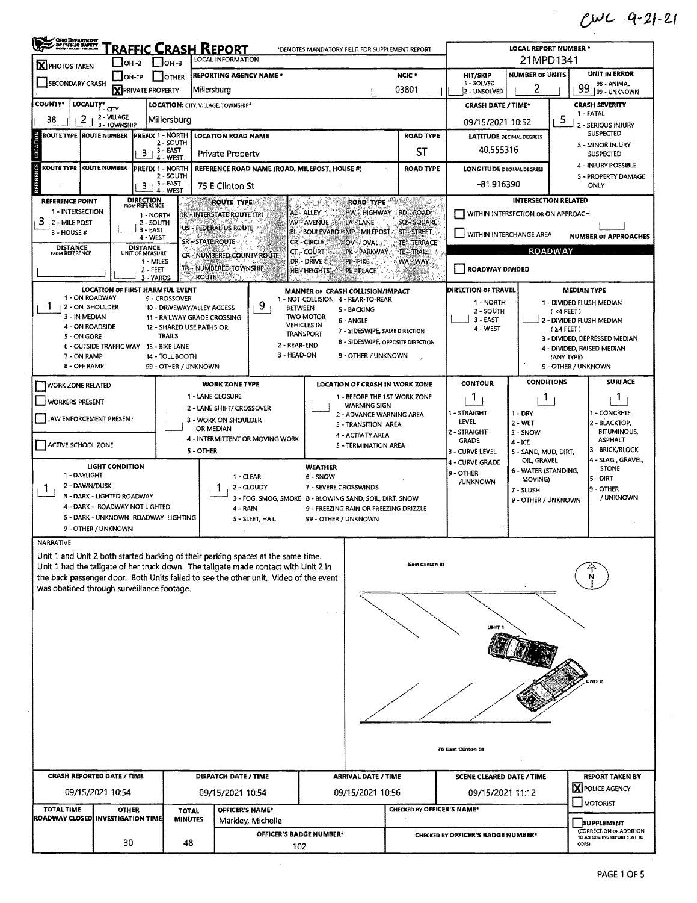CWL 9-21-21

# TRAFFIC CRASH REPORT

*DENOTES MANDATORY FIELD FOR SUPPLEMENT REPORT

| Field | Value |
|---|---|
| LOCAL REPORT NUMBER * | 21MPD1341 |
| PHOTOS TAKEN | X |
| PRIVATE PROPERTY | X |
| REPORTING AGENCY NAME * | Millersburg |
| NCIC * | 03801 |
| HIT/SKIP (1 - SOLVED, 2 - UNSOLVED) | |
| NUMBER OF UNITS | 2 |
| UNIT IN ERROR (98 - ANIMAL, 99 - UNKNOWN) | 99 |
| COUNTY* | 38 |
| LOCALITY* (1 - CITY, 2 - VILLAGE, 3 - TOWNSHIP) | 2 |
| LOCATION: CITY, VILLAGE, TOWNSHIP* | Millersburg |
| CRASH DATE / TIME* | 09/15/2021 10:52 |
| CRASH SEVERITY (1 - FATAL, 2 - SERIOUS INJURY SUSPECTED, 3 - MINOR INJURY SUSPECTED, 4 - INJURY POSSIBLE, 5 - PROPERTY DAMAGE ONLY) | 5 |

## Location

| ROUTE TYPE | ROUTE NUMBER | PREFIX (1 - NORTH, 2 - SOUTH, 3 - EAST, 4 - WEST) | LOCATION ROAD NAME | ROAD TYPE | LATITUDE DECIMAL DEGREES |
|---|---|---|---|---|---|
| | | 3 | Private Property | ST | 40.555316 |

## Reference

| ROUTE TYPE | ROUTE NUMBER | PREFIX (1 - NORTH, 2 - SOUTH, 3 - EAST, 4 - WEST) | REFERENCE ROAD NAME (ROAD, MILEPOST, HOUSE #) | ROAD TYPE | LONGITUDE DECIMAL DEGREES |
|---|---|---|---|---|---|
| | | 3 | 75 E Clinton St | | -81.916390 |

REFERENCE POINT (1 - INTERSECTION, 2 - MILE POST, 3 - HOUSE #): 3

DIRECTION FROM REFERENCE (1 - NORTH, 2 - SOUTH, 3 - EAST, 4 - WEST):

DISTANCE FROM REFERENCE:

DISTANCE UNIT OF MEASURE (1 - MILES, 2 - FEET, 3 - YARDS):

ROUTE TYPE: IR - INTERSTATE ROUTE (TP), US - FEDERAL US ROUTE, SR - STATE ROUTE, CR - NUMBERED COUNTY ROUTE, TR - NUMBERED TOWNSHIP ROUTE

ROAD TYPE: AL - ALLEY, AV - AVENUE, BL - BOULEVARD, CR - CIRCLE, CT - COURT, DR - DRIVE, HE - HEIGHTS, HW - HIGHWAY, LA - LANE, MP - MILEPOST, OV - OVAL, PK - PARKWAY, PI - PIKE, PL - PLACE, RD - ROAD, SQ - SQUARE, ST - STREET, TE - TERRACE, TL - TRAIL, WA - WAY

INTERSECTION RELATED: WITHIN INTERSECTION OR ON APPROACH; WITHIN INTERCHANGE AREA; NUMBER OF APPROACHES

ROADWAY: ROADWAY DIVIDED

LOCATION OF FIRST HARMFUL EVENT: 1
(1 - ON ROADWAY, 2 - ON SHOULDER, 3 - IN MEDIAN, 4 - ON ROADSIDE, 5 - ON GORE, 6 - OUTSIDE TRAFFIC WAY, 7 - ON RAMP, 8 - OFF RAMP, 9 - CROSSOVER, 10 - DRIVEWAY/ALLEY ACCESS, 11 - RAILWAY GRADE CROSSING, 12 - SHARED USE PATHS OR TRAILS, 13 - BIKE LANE, 14 - TOLL BOOTH, 99 - OTHER / UNKNOWN)

MANNER OF CRASH COLLISION/IMPACT: 9
(1 - NOT COLLISION BETWEEN TWO MOTOR VEHICLES IN TRANSPORT, 2 - REAR-END, 3 - HEAD-ON, 4 - REAR-TO-REAR, 5 - BACKING, 6 - ANGLE, 7 - SIDESWIPE, SAME DIRECTION, 8 - SIDESWIPE, OPPOSITE DIRECTION, 9 - OTHER / UNKNOWN)

DIRECTION OF TRAVEL (1 - NORTH, 2 - SOUTH, 3 - EAST, 4 - WEST):

MEDIAN TYPE (1 - DIVIDED FLUSH MEDIAN (<4 FEET), 2 - DIVIDED FLUSH MEDIAN (≥4 FEET), 3 - DIVIDED, DEPRESSED MEDIAN, 4 - DIVIDED, RAISED MEDIAN (ANY TYPE), 9 - OTHER / UNKNOWN):

## Work Zone

WORK ZONE RELATED; WORKERS PRESENT; LAW ENFORCEMENT PRESENT; ACTIVE SCHOOL ZONE

WORK ZONE TYPE (1 - LANE CLOSURE, 2 - LANE SHIFT/ CROSSOVER, 3 - WORK ON SHOULDER OR MEDIAN, 4 - INTERMITTENT OR MOVING WORK, 5 - OTHER):

LOCATION OF CRASH IN WORK ZONE (1 - BEFORE THE 1ST WORK ZONE WARNING SIGN, 2 - ADVANCE WARNING AREA, 3 - TRANSITION AREA, 4 - ACTIVITY AREA, 5 - TERMINATION AREA):

| CONTOUR | CONDITIONS | SURFACE |
|---|---|---|
| 1 | 1 | 1 |

CONTOUR: 1 - STRAIGHT LEVEL, 2 - STRAIGHT GRADE, 3 - CURVE LEVEL, 4 - CURVE GRADE, 9 - OTHER /UNKNOWN

CONDITIONS: 1 - DRY, 2 - WET, 3 - SNOW, 4 - ICE, 5 - SAND, MUD, DIRT, OIL, GRAVEL, 6 - WATER (STANDING, MOVING), 7 - SLUSH, 9 - OTHER / UNKNOWN

SURFACE: 1 - CONCRETE, 2 - BLACKTOP, BITUMINOUS, ASPHALT, 3 - BRICK/BLOCK, 4 - SLAG, GRAVEL, STONE, 5 - DIRT, 9 - OTHER / UNKNOWN

LIGHT CONDITION: 1
(1 - DAYLIGHT, 2 - DAWN/DUSK, 3 - DARK - LIGHTED ROADWAY, 4 - DARK - ROADWAY NOT LIGHTED, 5 - DARK - UNKNOWN ROADWAY LIGHTING, 9 - OTHER / UNKNOWN)

WEATHER: 1
(1 - CLEAR, 2 - CLOUDY, 3 - FOG, SMOG, SMOKE, 4 - RAIN, 5 - SLEET, HAIL, 6 - SNOW, 7 - SEVERE CROSSWINDS, 8 - BLOWING SAND, SOIL, DIRT, SNOW, 9 - FREEZING RAIN OR FREEZING DRIZZLE, 99 - OTHER / UNKNOWN)

## NARRATIVE

Unit 1 and Unit 2 both started backing of their parking spaces at the same time. Unit 1 had the tailgate of her truck down. The tailgate made contact with Unit 2 in the back passenger door. Both Units failed to see the other unit. Video of the event was obatined through surveillance footage.

East Clinton St

UNIT 1

UNIT 2

N

76 East Clinton St

| CRASH REPORTED DATE / TIME | DISPATCH DATE / TIME | ARRIVAL DATE / TIME | SCENE CLEARED DATE / TIME | REPORT TAKEN BY |
|---|---|---|---|---|
| 09/15/2021 10:54 | 09/15/2021 10:54 | 09/15/2021 10:56 | 09/15/2021 11:12 | X POLICE AGENCY |

| TOTAL TIME ROADWAY CLOSED | OTHER INVESTIGATION TIME | TOTAL MINUTES | OFFICER'S NAME* | OFFICER'S BADGE NUMBER* | CHECKED BY OFFICER'S NAME* | CHECKED BY OFFICER'S BADGE NUMBER* |
|---|---|---|---|---|---|---|
| | 30 | 48 | Markley, Michelle | 102 | | |

SUPPLEMENT (CORRECTION OR ADDITION TO AN EXISTING REPORT SENT TO ODPS)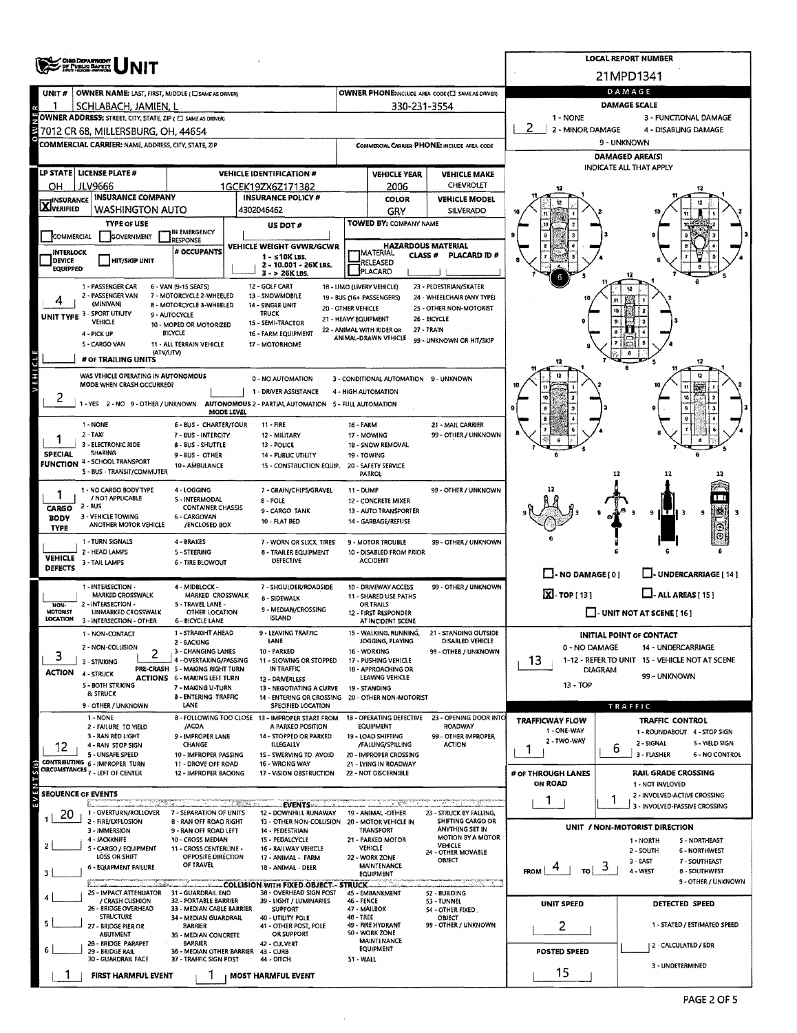# UNIT

**LOCAL REPORT NUMBER:** 21MPD1341

| Field | Value |
|---|---|
| UNIT # | 1 |
| OWNER NAME: LAST, FIRST, MIDDLE | SCHLABACH, JAMIEN, L |
| OWNER PHONE | 330-231-3554 |
| OWNER ADDRESS: STREET, CITY, STATE, ZIP | 7012 CR 68, MILLERSBURG, OH, 44654 |
| COMMERCIAL CARRIER: NAME, ADDRESS, CITY, STATE, ZIP | |
| COMMERCIAL CARRIER PHONE | |
| LP STATE | OH |
| LICENSE PLATE # | JLV9666 |
| VEHICLE IDENTIFICATION # | 1GCEK19ZX6Z171382 |
| VEHICLE YEAR | 2006 |
| VEHICLE MAKE | CHEVROLET |
| INSURANCE | X VERIFIED |
| INSURANCE COMPANY | WASHINGTON AUTO |
| INSURANCE POLICY # | 4302046462 |
| COLOR | GRY |
| VEHICLE MODEL | SILVERADO |
| TYPE OF USE | |
| US DOT # | |
| TOWED BY: COMPANY NAME | |
| # OCCUPANTS | |
| VEHICLE WEIGHT GVWR/GCWR | |
| HAZARDOUS MATERIAL | |
| UNIT TYPE | 4 |
| # OF TRAILING UNITS | |
| WAS VEHICLE OPERATING IN AUTONOMOUS MODE WHEN CRASH OCCURRED? | 2 |
| AUTONOMOUS MODE LEVEL | |
| SPECIAL FUNCTION | 1 |
| CARGO BODY TYPE | 1 |
| VEHICLE DEFECTS | |
| NON-MOTORIST LOCATION | |
| ACTION | 3 |
| PRE-CRASH ACTIONS | 2 |
| CONTRIBUTING CIRCUMSTANCES | 12 |

**UNIT TYPE:** 1 - PASSENGER CAR; 2 - PASSENGER VAN (MINIVAN); 3 - SPORT UTILITY VEHICLE; 4 - PICK UP; 5 - CARGO VAN; 6 - VAN (9-15 SEATS); 7 - MOTORCYCLE 2-WHEELED; 8 - MOTORCYCLE 3-WHEELED; 9 - AUTOCYCLE; 10 - MOPED OR MOTORIZED BICYCLE; 11 - ALL TERRAIN VEHICLE (ATV/UTV); 12 - GOLF CART; 13 - SNOWMOBILE; 14 - SINGLE UNIT TRUCK; 15 - SEMI-TRACTOR; 16 - FARM EQUIPMENT; 17 - MOTORHOME; 18 - LIMO (LIVERY VEHICLE); 19 - BUS (16+ PASSENGERS); 20 - OTHER VEHICLE; 21 - HEAVY EQUIPMENT; 22 - ANIMAL WITH RIDER OR ANIMAL-DRAWN VEHICLE; 23 - PEDESTRIAN/SKATER; 24 - WHEELCHAIR (ANY TYPE); 25 - OTHER NON-MOTORIST; 26 - BICYCLE; 27 - TRAIN; 99 - UNKNOWN OR HIT/SKIP

**VEHICLE WEIGHT GVWR/GCWR:** 1 - ≤10K LBS.; 2 - 10.001 - 26K LBS.; 3 - > 26K LBS.

**AUTONOMOUS:** 1 - YES; 2 - NO; 9 - OTHER / UNKNOWN. **MODE LEVEL:** 0 - NO AUTOMATION; 1 - DRIVER ASSISTANCE; 2 - PARTIAL AUTOMATION; 3 - CONDITIONAL AUTOMATION; 4 - HIGH AUTOMATION; 5 - FULL AUTOMATION; 9 - UNKNOWN

**SPECIAL FUNCTION:** 1 - NONE; 2 - TAXI; 3 - ELECTRONIC RIDE SHARING; 4 - SCHOOL TRANSPORT; 5 - BUS - TRANSIT/COMMUTER; 6 - BUS - CHARTER/TOUR; 7 - BUS - INTERCITY; 8 - BUS - SHUTTLE; 9 - BUS - OTHER; 10 - AMBULANCE; 11 - FIRE; 12 - MILITARY; 13 - POLICE; 14 - PUBLIC UTILITY; 15 - CONSTRUCTION EQUIP.; 16 - FARM; 17 - MOWING; 18 - SNOW REMOVAL; 19 - TOWING; 20 - SAFETY SERVICE PATROL; 21 - MAIL CARRIER; 99 - OTHER / UNKNOWN

**CARGO BODY TYPE:** 1 - NO CARGO BODY TYPE / NOT APPLICABLE; 2 - BUS; 3 - VEHICLE TOWING ANOTHER MOTOR VEHICLE; 4 - LOGGING; 5 - INTERMODAL CONTAINER CHASSIS; 6 - CARGOVAN /ENCLOSED BOX; 7 - GRAIN/CHIPS/GRAVEL; 8 - POLE; 9 - CARGO TANK; 10 - FLAT BED; 11 - DUMP; 12 - CONCRETE MIXER; 13 - AUTO TRANSPORTER; 14 - GARBAGE/REFUSE; 99 - OTHER / UNKNOWN

**VEHICLE DEFECTS:** 1 - TURN SIGNALS; 2 - HEAD LAMPS; 3 - TAIL LAMPS; 4 - BRAKES; 5 - STEERING; 6 - TIRE BLOWOUT; 7 - WORN OR SLICK TIRES; 8 - TRAILER EQUIPMENT DEFECTIVE; 9 - MOTOR TROUBLE; 10 - DISABLED FROM PRIOR ACCIDENT; 99 - OTHER / UNKNOWN

**NON-MOTORIST LOCATION:** 1 - INTERSECTION - MARKED CROSSWALK; 2 - INTERSECTION - UNMARKED CROSSWALK; 3 - INTERSECTION - OTHER; 4 - MIDBLOCK - MARKED CROSSWALK; 5 - TRAVEL LANE - OTHER LOCATION; 6 - BICYCLE LANE; 7 - SHOULDER/ROADSIDE; 8 - SIDEWALK; 9 - MEDIAN/CROSSING ISLAND; 10 - DRIVEWAY ACCESS; 11 - SHARED USE PATHS OR TRAILS; 12 - FIRST RESPONDER AT INCIDENT SCENE; 99 - OTHER / UNKNOWN

**ACTION:** 1 - NON-CONTACT; 2 - NON-COLLISION; 3 - STRIKING; 4 - STRUCK; 5 - BOTH STRIKING & STRUCK; 9 - OTHER / UNKNOWN

**PRE-CRASH ACTIONS:** 1 - STRAIGHT AHEAD; 2 - BACKING; 3 - CHANGING LANES; 4 - OVERTAKING/PASSING; 5 - MAKING RIGHT TURN; 6 - MAKING LEFT TURN; 7 - MAKING U-TURN; 8 - ENTERING TRAFFIC LANE; 9 - LEAVING TRAFFIC LANE; 10 - PARKED; 11 - SLOWING OR STOPPED IN TRAFFIC; 12 - DRIVERLESS; 13 - NEGOTIATING A CURVE; 14 - ENTERING OR CROSSING SPECIFIED LOCATION; 15 - WALKING, RUNNING, JOGGING, PLAYING; 16 - WORKING; 17 - PUSHING VEHICLE; 18 - APPROACHING OR LEAVING VEHICLE; 19 - STANDING; 20 - OTHER NON-MOTORIST; 21 - STANDING OUTSIDE DISABLED VEHICLE; 99 - OTHER / UNKNOWN

**CONTRIBUTING CIRCUMSTANCES:** 1 - NONE; 2 - FAILURE TO YIELD; 3 - RAN RED LIGHT; 4 - RAN STOP SIGN; 5 - UNSAFE SPEED; 6 - IMPROPER TURN; 7 - LEFT OF CENTER; 8 - FOLLOWING TOO CLOSE /ACDA; 9 - IMPROPER LANE CHANGE; 10 - IMPROPER PASSING; 11 - DROVE OFF ROAD; 12 - IMPROPER BACKING; 13 - IMPROPER START FROM A PARKED POSITION; 14 - STOPPED OR PARKED ILLEGALLY; 15 - SWERVING TO AVOID; 16 - WRONG WAY; 17 - VISION OBSTRUCTION; 18 - OPERATING DEFECTIVE EQUIPMENT; 19 - LOAD SHIFTING /FALLING/SPILLING; 20 - IMPROPER CROSSING; 21 - LYING IN ROADWAY; 22 - NOT DISCERNIBLE; 23 - OPENING DOOR INTO ROADWAY; 99 - OTHER IMPROPER ACTION

## SEQUENCE OF EVENTS

| # | Event |
|---|---|
| 1 | 20 |
| 2 | |
| 3 | |
| 4 | |
| 5 | |
| 6 | |

**EVENTS:** 1 - OVERTURN/ROLLOVER; 2 - FIRE/EXPLOSION; 3 - IMMERSION; 4 - JACKKNIFE; 5 - CARGO / EQUIPMENT LOSS OR SHIFT; 6 - EQUIPMENT FAILURE; 7 - SEPARATION OF UNITS; 8 - RAN OFF ROAD RIGHT; 9 - RAN OFF ROAD LEFT; 10 - CROSS MEDIAN; 11 - CROSS CENTERLINE - OPPOSITE DIRECTION OF TRAVEL; 12 - DOWNHILL RUNAWAY; 13 - OTHER NON-COLLISION; 14 - PEDESTRIAN; 15 - PEDALCYCLE; 16 - RAILWAY VEHICLE; 17 - ANIMAL - FARM; 18 - ANIMAL - DEER; 19 - ANIMAL - OTHER; 20 - MOTOR VEHICLE IN TRANSPORT; 21 - PARKED MOTOR VEHICLE; 22 - WORK ZONE MAINTENANCE EQUIPMENT; 23 - STRUCK BY FALLING, SHIFTING CARGO OR ANYTHING SET IN MOTION BY A MOTOR VEHICLE; 24 - OTHER MOVABLE OBJECT

**COLLISION WITH FIXED OBJECT - STRUCK:** 25 - IMPACT ATTENUATOR / CRASH CUSHION; 26 - BRIDGE OVERHEAD STRUCTURE; 27 - BRIDGE PIER OR ABUTMENT; 28 - BRIDGE PARAPET; 29 - BRIDGE RAIL; 30 - GUARDRAIL FACE; 31 - GUARDRAIL END; 32 - PORTABLE BARRIER; 33 - MEDIAN CABLE BARRIER; 34 - MEDIAN GUARDRAIL BARRIER; 35 - MEDIAN CONCRETE BARRIER; 36 - MEDIAN OTHER BARRIER; 37 - TRAFFIC SIGN POST; 38 - OVERHEAD SIGN POST; 39 - LIGHT / LUMINARIES SUPPORT; 40 - UTILITY POLE; 41 - OTHER POST, POLE OR SUPPORT; 42 - CULVERT; 43 - CURB; 44 - DITCH; 45 - EMBANKMENT; 46 - FENCE; 47 - MAILBOX; 48 - TREE; 49 - FIRE HYDRANT; 50 - WORK ZONE MAINTENANCE EQUIPMENT; 51 - WALL; 52 - BUILDING; 53 - TUNNEL; 54 - OTHER FIXED OBJECT; 99 - OTHER / UNKNOWN

**FIRST HARMFUL EVENT:** 1 | **MOST HARMFUL EVENT:** 1

## DAMAGE

**DAMAGE SCALE:** 2

1 - NONE; 2 - MINOR DAMAGE; 3 - FUNCTIONAL DAMAGE; 4 - DISABLING DAMAGE; 9 - UNKNOWN

**DAMAGED AREA(S)** — INDICATE ALL THAT APPLY: 6 (marked on diagram)

- ☐ NO DAMAGE [0]
- ☐ UNDERCARRIAGE [14]
- ☒ TOP [13]
- ☐ ALL AREAS [15]
- ☐ UNIT NOT AT SCENE [16]

**INITIAL POINT OF CONTACT:** 13

0 - NO DAMAGE; 1-12 - REFER TO UNIT DIAGRAM; 13 - TOP; 14 - UNDERCARRIAGE; 15 - VEHICLE NOT AT SCENE; 99 - UNKNOWN

## TRAFFIC

| Field | Value |
|---|---|
| TRAFFICWAY FLOW | 1 |
| TRAFFIC CONTROL | 6 |
| # OF THROUGH LANES ON ROAD | 1 |
| RAIL GRADE CROSSING | 1 |
| UNIT / NON-MOTORIST DIRECTION | FROM 4 TO 3 |
| UNIT SPEED | 2 |
| DETECTED SPEED | |
| POSTED SPEED | 15 |

**TRAFFICWAY FLOW:** 1 - ONE-WAY; 2 - TWO-WAY

**TRAFFIC CONTROL:** 1 - ROUNDABOUT; 2 - SIGNAL; 3 - FLASHER; 4 - STOP SIGN; 5 - YIELD SIGN; 6 - NO CONTROL

**RAIL GRADE CROSSING:** 1 - NOT INVLOVED; 2 - INVOLVED-ACTIVE CROSSING; 3 - INVOLVED-PASSIVE CROSSING

**DIRECTION:** 1 - NORTH; 2 - SOUTH; 3 - EAST; 4 - WEST; 5 - NORTHEAST; 6 - NORTHWEST; 7 - SOUTHEAST; 8 - SOUTHWEST; 9 - OTHER / UNKNOWN

**DETECTED SPEED:** 1 - STATED / ESTIMATED SPEED; 2 - CALCULATED / EDR; 3 - UNDETERMINED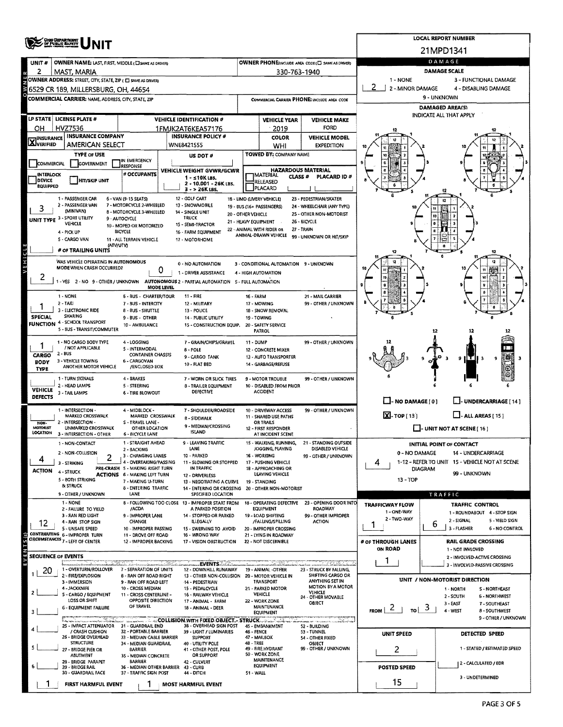# OHIO DEPARTMENT OF PUBLIC SAFETY UNIT

**LOCAL REPORT NUMBER:** 21MPD1341

| UNIT # | OWNER NAME: LAST, FIRST, MIDDLE (☐ SAME AS DRIVER) | OWNER PHONE: INCLUDE AREA CODE (☐ SAME AS DRIVER) |
|---|---|---|
| 2 | MAST, MARIA | 330-763-1940 |

**OWNER ADDRESS:** STREET, CITY, STATE, ZIP (☐ SAME AS DRIVER)
6529 CR 189, MILLERSBURG, OH, 44654

**COMMERCIAL CARRIER:** NAME, ADDRESS, CITY, STATE, ZIP

**COMMERCIAL CARRIER PHONE:** INCLUDE AREA CODE

| LP STATE | LICENSE PLATE # | VEHICLE IDENTIFICATION # | VEHICLE YEAR | VEHICLE MAKE |
|---|---|---|---|---|
| OH | HVZ7536 | 1FMJK2AT6KEA57176 | 2019 | FORD |

| INSURANCE | INSURANCE COMPANY | INSURANCE POLICY # | COLOR | VEHICLE MODEL |
|---|---|---|---|---|
| [X] VERIFIED | AMERICAN SELECT | WNE8421555 | WHI | EXPEDITION |

**TYPE OF USE:** ☐ COMMERCIAL ☐ GOVERNMENT ☐ IN EMERGENCY RESPONSE

**US DOT #:**

**TOWED BY:** COMPANY NAME

☐ INTERLOCK DEVICE EQUIPPED ☐ HIT/SKIP UNIT

**# OCCUPANTS:**

**VEHICLE WEIGHT GVWR/GCWR:** 1 - ≤10K LBS. 2 - 10.001 - 26K LBS. 3 - > 26K LBS.

**HAZARDOUS MATERIAL:** ☐ MATERIAL RELEASED ☐ PLACARD CLASS # PLACARD ID #

**UNIT TYPE:** 3
1 - PASSENGER CAR, 2 - PASSENGER VAN (MINIVAN), 3 - SPORT UTILITY VEHICLE, 4 - PICK UP, 5 - CARGO VAN, 6 - VAN (9-15 SEATS), 7 - MOTORCYCLE 2-WHEELED, 8 - MOTORCYCLE 3-WHEELED, 9 - AUTOCYCLE, 10 - MOPED OR MOTORIZED BICYCLE, 11 - ALL TERRAIN VEHICLE (ATV/UTV), 12 - GOLF CART, 13 - SNOWMOBILE, 14 - SINGLE UNIT TRUCK, 15 - SEMI-TRACTOR, 16 - FARM EQUIPMENT, 17 - MOTORHOME, 18 - LIMO (LIVERY VEHICLE), 19 - BUS (16+ PASSENGERS), 20 - OTHER VEHICLE, 21 - HEAVY EQUIPMENT, 22 - ANIMAL WITH RIDER OR ANIMAL-DRAWN VEHICLE, 23 - PEDESTRIAN/SKATER, 24 - WHEELCHAIR (ANY TYPE), 25 - OTHER NON-MOTORIST, 26 - BICYCLE, 27 - TRAIN, 99 - UNKNOWN OR HIT/SKIP

**# OF TRAILING UNITS:**

**WAS VEHICLE OPERATING IN AUTONOMOUS MODE WHEN CRASH OCCURRED?** 2
1 - YES 2 - NO 9 - OTHER / UNKNOWN

**AUTONOMOUS MODE LEVEL:** 0
0 - NO AUTOMATION, 1 - DRIVER ASSISTANCE, 2 - PARTIAL AUTOMATION, 3 - CONDITIONAL AUTOMATION, 4 - HIGH AUTOMATION, 5 - FULL AUTOMATION, 9 - UNKNOWN

**SPECIAL FUNCTION:** 1
1 - NONE, 2 - TAXI, 3 - ELECTRONIC RIDE SHARING, 4 - SCHOOL TRANSPORT, 5 - BUS - TRANSIT/COMMUTER, 6 - BUS - CHARTER/TOUR, 7 - BUS - INTERCITY, 8 - BUS - SHUTTLE, 9 - BUS - OTHER, 10 - AMBULANCE, 11 - FIRE, 12 - MILITARY, 13 - POLICE, 14 - PUBLIC UTILITY, 15 - CONSTRUCTION EQUIP., 16 - FARM, 17 - MOWING, 18 - SNOW REMOVAL, 19 - TOWING, 20 - SAFETY SERVICE PATROL, 21 - MAIL CARRIER, 99 - OTHER / UNKNOWN

**CARGO BODY TYPE:** 1
1 - NO CARGO BODY TYPE / NOT APPLICABLE, 2 - BUS, 3 - VEHICLE TOWING ANOTHER MOTOR VEHICLE, 4 - LOGGING, 5 - INTERMODAL CONTAINER CHASSIS, 6 - CARGOVAN /ENCLOSED BOX, 7 - GRAIN/CHIPS/GRAVEL, 8 - POLE, 9 - CARGO TANK, 10 - FLAT BED, 11 - DUMP, 12 - CONCRETE MIXER, 13 - AUTO TRANSPORTER, 14 - GARBAGE/REFUSE, 99 - OTHER / UNKNOWN

**VEHICLE DEFECTS:**
1 - TURN SIGNALS, 2 - HEAD LAMPS, 3 - TAIL LAMPS, 4 - BRAKES, 5 - STEERING, 6 - TIRE BLOWOUT, 7 - WORN OR SLICK TIRES, 8 - TRAILER EQUIPMENT DEFECTIVE, 9 - MOTOR TROUBLE, 10 - DISABLED FROM PRIOR ACCIDENT, 99 - OTHER / UNKNOWN

**NON-MOTORIST LOCATION:**
1 - INTERSECTION - MARKED CROSSWALK, 2 - INTERSECTION - UNMARKED CROSSWALK, 3 - INTERSECTION - OTHER, 4 - MIDBLOCK - MARKED CROSSWALK, 5 - TRAVEL LANE - OTHER LOCATION, 6 - BICYCLE LANE, 7 - SHOULDER/ROADSIDE, 8 - SIDEWALK, 9 - MEDIAN/CROSSING ISLAND, 10 - DRIVEWAY ACCESS, 11 - SHARED USE PATHS OR TRAILS, 12 - FIRST RESPONDER AT INCIDENT SCENE, 99 - OTHER / UNKNOWN

**ACTION:** 4
1 - NON-CONTACT, 2 - NON-COLLISION, 3 - STRIKING, 4 - STRUCK, 5 - BOTH STRIKING & STRUCK, 9 - OTHER / UNKNOWN

**PRE-CRASH ACTIONS:** 2
1 - STRAIGHT AHEAD, 2 - BACKING, 3 - CHANGING LANES, 4 - OVERTAKING/PASSING, 5 - MAKING RIGHT TURN, 6 - MAKING LEFT TURN, 7 - MAKING U-TURN, 8 - ENTERING TRAFFIC LANE, 9 - LEAVING TRAFFIC LANE, 10 - PARKED, 11 - SLOWING OR STOPPED IN TRAFFIC, 12 - DRIVERLESS, 13 - NEGOTIATING A CURVE, 14 - ENTERING OR CROSSING SPECIFIED LOCATION, 15 - WALKING, RUNNING, JOGGING, PLAYING, 16 - WORKING, 17 - PUSHING VEHICLE, 18 - APPROACHING OR LEAVING VEHICLE, 19 - STANDING, 20 - OTHER NON-MOTORIST, 21 - STANDING OUTSIDE DISABLED VEHICLE, 99 - OTHER / UNKNOWN

**CONTRIBUTING CIRCUMSTANCES:** 12
1 - NONE, 2 - FAILURE TO YIELD, 3 - RAN RED LIGHT, 4 - RAN STOP SIGN, 5 - UNSAFE SPEED, 6 - IMPROPER TURN, 7 - LEFT OF CENTER, 8 - FOLLOWING TOO CLOSE /ACDA, 9 - IMPROPER LANE CHANGE, 10 - IMPROPER PASSING, 11 - DROVE OFF ROAD, 12 - IMPROPER BACKING, 13 - IMPROPER START FROM A PARKED POSITION, 14 - STOPPED OR PARKED ILLEGALLY, 15 - SWERVING TO AVOID, 16 - WRONG WAY, 17 - VISION OBSTRUCTION, 18 - OPERATING DEFECTIVE EQUIPMENT, 19 - LOAD SHIFTING /FALLING/SPILLING, 20 - IMPROPER CROSSING, 21 - LYING IN ROADWAY, 22 - NOT DISCERNIBLE, 23 - OPENING DOOR INTO ROADWAY, 99 - OTHER IMPROPER ACTION

## SEQUENCE OF EVENTS

1: 20
2:
3:
4:
5:
6:

**EVENTS:** 1 - OVERTURN/ROLLOVER, 2 - FIRE/EXPLOSION, 3 - IMMERSION, 4 - JACKKNIFE, 5 - CARGO / EQUIPMENT LOSS OR SHIFT, 6 - EQUIPMENT FAILURE, 7 - SEPARATION OF UNITS, 8 - RAN OFF ROAD RIGHT, 9 - RAN OFF ROAD LEFT, 10 - CROSS MEDIAN, 11 - CROSS CENTERLINE - OPPOSITE DIRECTION OF TRAVEL, 12 - DOWNHILL RUNAWAY, 13 - OTHER NON-COLLISION, 14 - PEDESTRIAN, 15 - PEDALCYCLE, 16 - RAILWAY VEHICLE, 17 - ANIMAL - FARM, 18 - ANIMAL - DEER, 19 - ANIMAL -OTHER, 20 - MOTOR VEHICLE IN TRANSPORT, 21 - PARKED MOTOR VEHICLE, 22 - WORK ZONE MAINTENANCE EQUIPMENT, 23 - STRUCK BY FALLING, SHIFTING CARGO OR ANYTHING SET IN MOTION BY A MOTOR VEHICLE, 24 - OTHER MOVABLE OBJECT

**COLLISION WITH FIXED OBJECT - STRUCK:** 25 - IMPACT ATTENUATOR / CRASH CUSHION, 26 - BRIDGE OVERHEAD STRUCTURE, 27 - BRIDGE PIER OR ABUTMENT, 28 - BRIDGE PARAPET, 29 - BRIDGE RAIL, 30 - GUARDRAIL FACE, 31 - GUARDRAIL END, 32 - PORTABLE BARRIER, 33 - MEDIAN CABLE BARRIER, 34 - MEDIAN GUARDRAIL BARRIER, 35 - MEDIAN CONCRETE BARRIER, 36 - MEDIAN OTHER BARRIER, 37 - TRAFFIC SIGN POST, 38 - OVERHEAD SIGN POST, 39 - LIGHT / LUMINARIES SUPPORT, 40 - UTILITY POLE, 41 - OTHER POST, POLE OR SUPPORT, 42 - CULVERT, 43 - CURB, 44 - DITCH, 45 - EMBANKMENT, 46 - FENCE, 47 - MAILBOX, 48 - TREE, 49 - FIRE HYDRANT, 50 - WORK ZONE MAINTENANCE EQUIPMENT, 51 - WALL, 52 - BUILDING, 53 - TUNNEL, 54 - OTHER FIXED OBJECT, 99 - OTHER / UNKNOWN

**FIRST HARMFUL EVENT:** 1 **MOST HARMFUL EVENT:** 1

## DAMAGE

**DAMAGE SCALE:** 2
1 - NONE, 2 - MINOR DAMAGE, 3 - FUNCTIONAL DAMAGE, 4 - DISABLING DAMAGE, 9 - UNKNOWN

**DAMAGED AREA(S)** INDICATE ALL THAT APPLY

☐ - NO DAMAGE [0] ☐ - UNDERCARRIAGE [14]
[X] - TOP [13] ☐ - ALL AREAS [15]
☐ - UNIT NOT AT SCENE [16]

**INITIAL POINT OF CONTACT:** 4
0 - NO DAMAGE, 1-12 - REFER TO UNIT DIAGRAM, 13 - TOP, 14 - UNDERCARRIAGE, 15 - VEHICLE NOT AT SCENE, 99 - UNKNOWN

## TRAFFIC

**TRAFFICWAY FLOW:** 1
1 - ONE-WAY, 2 - TWO-WAY

**TRAFFIC CONTROL:** 6
1 - ROUNDABOUT, 2 - SIGNAL, 3 - FLASHER, 4 - STOP SIGN, 5 - YIELD SIGN, 6 - NO CONTROL

**# OF THROUGH LANES ON ROAD:** 1

**RAIL GRADE CROSSING:**
1 - NOT INVLOVED, 2 - INVOLVED-ACTIVE CROSSING, 3 - INVOLVED-PASSIVE CROSSING

**UNIT / NON-MOTORIST DIRECTION:** FROM 2 TO 3
1 - NORTH, 2 - SOUTH, 3 - EAST, 4 - WEST, 5 - NORTHEAST, 6 - NORTHWEST, 7 - SOUTHEAST, 8 - SOUTHWEST, 9 - OTHER / UNKNOWN

**UNIT SPEED:** 2

**POSTED SPEED:** 15

**DETECTED SPEED:**
1 - STATED / ESTIMATED SPEED, 2 - CALCULATED / EDR, 3 - UNDETERMINED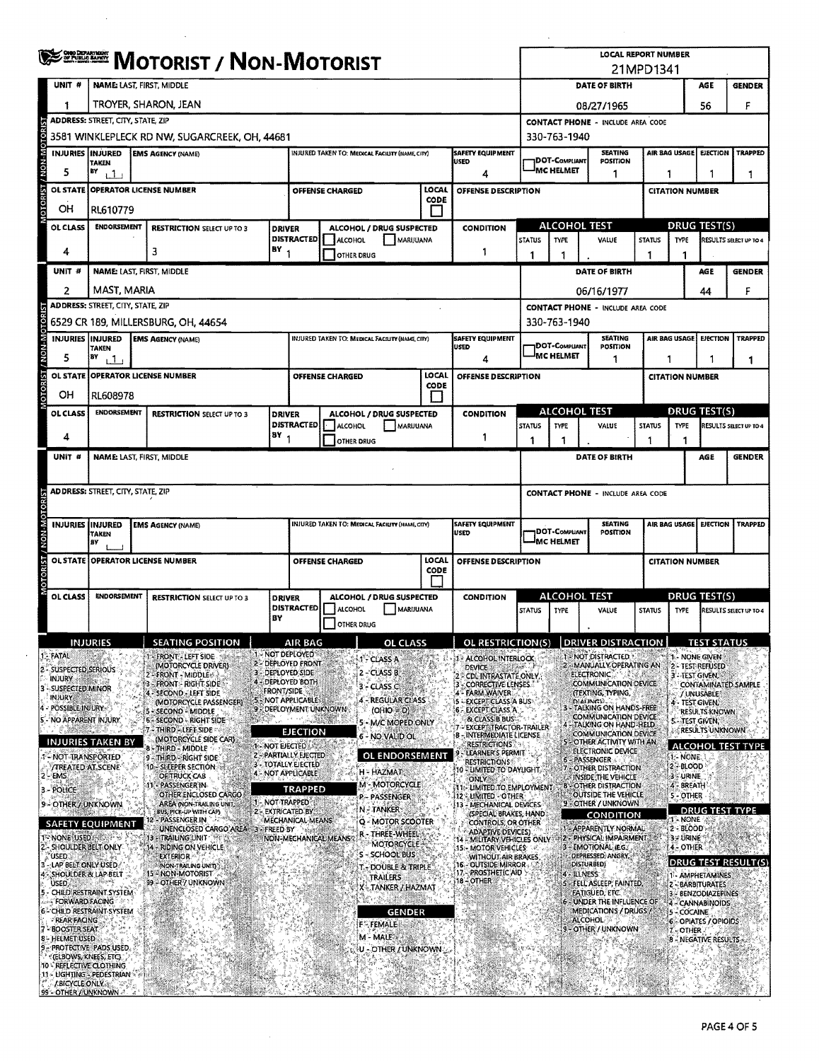# MOTORIST / NON-MOTORIST

OHIO DEPARTMENT OF PUBLIC SAFETY

**LOCAL REPORT NUMBER:** 21MPD1341

## Unit 1

| UNIT # | NAME: LAST, FIRST, MIDDLE | DATE OF BIRTH | AGE | GENDER |
|---|---|---|---|---|
| 1 | TROYER, SHARON, JEAN | 08/27/1965 | 56 | F |

| ADDRESS: STREET, CITY, STATE, ZIP | CONTACT PHONE - INCLUDE AREA CODE |
|---|---|
| 3581 WINKLEPLECK RD NW, SUGARCREEK, OH, 44681 | 330-763-1940 |

| INJURIES | INJURED TAKEN BY | EMS AGENCY (NAME) | INJURED TAKEN TO: MEDICAL FACILITY (NAME, CITY) | SAFETY EQUIPMENT USED | DOT-COMPLIANT MC HELMET | SEATING POSITION | AIR BAG USAGE | EJECTION | TRAPPED |
|---|---|---|---|---|---|---|---|---|---|
| 5 | 1 | | | 4 | | 1 | 1 | 1 | 1 |

| OL STATE | OPERATOR LICENSE NUMBER | OFFENSE CHARGED | LOCAL CODE | OFFENSE DESCRIPTION | CITATION NUMBER |
|---|---|---|---|---|---|
| OH | RL610779 | | | | |

| OL CLASS | ENDORSEMENT | RESTRICTION SELECT UP TO 3 | DRIVER DISTRACTED BY | ALCOHOL / DRUG SUSPECTED | CONDITION | ALCOHOL TEST STATUS | ALCOHOL TEST TYPE | ALCOHOL TEST VALUE | DRUG TEST STATUS | DRUG TEST TYPE | RESULTS SELECT UP TO 4 |
|---|---|---|---|---|---|---|---|---|---|---|---|
| 4 | | 3 | 1 | ☐ ALCOHOL ☐ MARIJUANA ☐ OTHER DRUG | 1 | 1 | 1 | . | 1 | 1 | |

## Unit 2

| UNIT # | NAME: LAST, FIRST, MIDDLE | DATE OF BIRTH | AGE | GENDER |
|---|---|---|---|---|
| 2 | MAST, MARIA | 06/16/1977 | 44 | F |

| ADDRESS: STREET, CITY, STATE, ZIP | CONTACT PHONE - INCLUDE AREA CODE |
|---|---|
| 6529 CR 189, MILLERSBURG, OH, 44654 | 330-763-1940 |

| INJURIES | INJURED TAKEN BY | EMS AGENCY (NAME) | INJURED TAKEN TO: MEDICAL FACILITY (NAME, CITY) | SAFETY EQUIPMENT USED | DOT-COMPLIANT MC HELMET | SEATING POSITION | AIR BAG USAGE | EJECTION | TRAPPED |
|---|---|---|---|---|---|---|---|---|---|
| 5 | 1 | | | 4 | | 1 | 1 | 1 | 1 |

| OL STATE | OPERATOR LICENSE NUMBER | OFFENSE CHARGED | LOCAL CODE | OFFENSE DESCRIPTION | CITATION NUMBER |
|---|---|---|---|---|---|
| OH | RL608978 | | | | |

| OL CLASS | ENDORSEMENT | RESTRICTION SELECT UP TO 3 | DRIVER DISTRACTED BY | ALCOHOL / DRUG SUSPECTED | CONDITION | ALCOHOL TEST STATUS | ALCOHOL TEST TYPE | ALCOHOL TEST VALUE | DRUG TEST STATUS | DRUG TEST TYPE | RESULTS SELECT UP TO 4 |
|---|---|---|---|---|---|---|---|---|---|---|---|
| 4 | | | 1 | ☐ ALCOHOL ☐ MARIJUANA ☐ OTHER DRUG | 1 | 1 | 1 | . | 1 | 1 | |

## Unit (blank)

| UNIT # | NAME: LAST, FIRST, MIDDLE | DATE OF BIRTH | AGE | GENDER |
|---|---|---|---|---|
| | | | | |

| ADDRESS: STREET, CITY, STATE, ZIP | CONTACT PHONE - INCLUDE AREA CODE |
|---|---|
| | |

| INJURIES | INJURED TAKEN BY | EMS AGENCY (NAME) | INJURED TAKEN TO: MEDICAL FACILITY (NAME, CITY) | SAFETY EQUIPMENT USED | DOT-COMPLIANT MC HELMET | SEATING POSITION | AIR BAG USAGE | EJECTION | TRAPPED |
|---|---|---|---|---|---|---|---|---|---|
| | | | | | | | | | |

| OL STATE | OPERATOR LICENSE NUMBER | OFFENSE CHARGED | LOCAL CODE | OFFENSE DESCRIPTION | CITATION NUMBER |
|---|---|---|---|---|---|
| | | | | | |

| OL CLASS | ENDORSEMENT | RESTRICTION SELECT UP TO 3 | DRIVER DISTRACTED BY | ALCOHOL / DRUG SUSPECTED | CONDITION | ALCOHOL TEST STATUS | ALCOHOL TEST TYPE | ALCOHOL TEST VALUE | DRUG TEST STATUS | DRUG TEST TYPE | RESULTS SELECT UP TO 4 |
|---|---|---|---|---|---|---|---|---|---|---|---|
| | | | | ☐ ALCOHOL ☐ MARIJUANA ☐ OTHER DRUG | | | | . | | | |

## Codes

**INJURIES**
1 - FATAL
2 - SUSPECTED SERIOUS INJURY
3 - SUSPECTED MINOR INJURY
4 - POSSIBLE INJURY
5 - NO APPARENT INJURY

**INJURIES TAKEN BY**
1 - NOT TRANSPORTED /TREATED AT SCENE
2 - EMS
3 - POLICE
9 - OTHER / UNKNOWN

**SAFETY EQUIPMENT**
1 - NONE USED
2 - SHOULDER BELT ONLY USED
3 - LAP BELT ONLY USED
4 - SHOULDER & LAP BELT USED
5 - CHILD RESTRAINT SYSTEM - FORWARD FACING
6 - CHILD RESTRAINT SYSTEM - REAR FACING
7 - BOOSTER SEAT
8 - HELMET USED
9 - PROTECTIVE PADS USED (ELBOWS, KNEES, ETC)
10 - REFLECTIVE CLOTHING
11 - LIGHTING - PEDESTRIAN / BICYCLE ONLY
99 - OTHER / UNKNOWN

**SEATING POSITION**
1 - FRONT - LEFT SIDE (MOTORCYCLE DRIVER)
2 - FRONT - MIDDLE
3 - FRONT - RIGHT SIDE
4 - SECOND - LEFT SIDE (MOTORCYCLE PASSENGER)
5 - SECOND - MIDDLE
6 - SECOND - RIGHT SIDE
7 - THIRD - LEFT SIDE (MOTORCYCLE SIDE CAR)
8 - THIRD - MIDDLE
9 - THIRD - RIGHT SIDE
10 - SLEEPER SECTION OF TRUCK CAB
11 - PASSENGER IN OTHER ENCLOSED CARGO AREA (NON-TRAILING UNIT, BUS, PICK-UP WITH CAP)
12 - PASSENGER IN UNENCLOSED CARGO AREA
13 - TRAILING UNIT
14 - RIDING ON VEHICLE EXTERIOR (NON-TRAILING UNIT)
15 - NON-MOTORIST
99 - OTHER / UNKNOWN

**AIR BAG**
1 - NOT DEPLOYED
2 - DEPLOYED FRONT
3 - DEPLOYED SIDE
4 - DEPLOYED BOTH FRONT/SIDE
5 - NOT APPLICABLE
9 - DEPLOYMENT UNKNOWN

**EJECTION**
1 - NOT EJECTED
2 - PARTIALLY EJECTED
3 - TOTALLY EJECTED
4 - NOT APPLICABLE

**TRAPPED**
1 - NOT TRAPPED
2 - EXTRICATED BY MECHANICAL MEANS
3 - FREED BY NON-MECHANICAL MEANS

**OL CLASS**
1 - CLASS A
2 - CLASS B
3 - CLASS C
4 - REGULAR CLASS (OHIO = D)
5 - M/C MOPED ONLY
6 - NO VALID OL

**OL ENDORSEMENT**
H - HAZMAT
M - MOTORCYCLE
P - PASSENGER
N - TANKER
Q - MOTOR SCOOTER
R - THREE-WHEEL MOTORCYCLE
S - SCHOOL BUS
T - DOUBLE & TRIPLE TRAILERS
X - TANKER / HAZMAT

**GENDER**
F - FEMALE
M - MALE
U - OTHER / UNKNOWN

**OL RESTRICTION(S)**
1 - ALCOHOL INTERLOCK DEVICE
2 - CDL INTRASTATE ONLY
3 - CORRECTIVE LENSES
4 - FARM WAIVER
5 - EXCEPT CLASS A BUS
6 - EXCEPT CLASS A & CLASS B BUS
7 - EXCEPT TRACTOR-TRAILER
8 - INTERMEDIATE LICENSE RESTRICTIONS
9 - LEARNER'S PERMIT RESTRICTIONS
10 - LIMITED TO DAYLIGHT ONLY
11 - LIMITED TO EMPLOYMENT
12 - LIMITED - OTHER
13 - MECHANICAL DEVICES (SPECIAL BRAKES, HAND CONTROLS, OR OTHER ADAPTIVE DEVICES)
14 - MILITARY VEHICLES ONLY
15 - MOTOR VEHICLES WITHOUT AIR BRAKES
16 - OUTSIDE MIRROR
17 - PROSTHETIC AID
18 - OTHER

**DRIVER DISTRACTION**
1 - NOT DISTRACTED
2 - MANUALLY OPERATING AN ELECTRONIC COMMUNICATION DEVICE (TEXTING, TYPING, DIALING)
3 - TALKING ON HANDS-FREE COMMUNICATION DEVICE
4 - TALKING ON HAND-HELD COMMUNICATION DEVICE
5 - OTHER ACTIVITY WITH AN ELECTRONIC DEVICE
6 - PASSENGER
7 - OTHER DISTRACTION INSIDE THE VEHICLE
8 - OTHER DISTRACTION OUTSIDE THE VEHICLE
9 - OTHER / UNKNOWN

**CONDITION**
1 - APPARENTLY NORMAL
2 - PHYSICAL IMPAIRMENT
3 - EMOTIONAL (E.G., DEPRESSED, ANGRY, DISTURBED)
4 - ILLNESS
5 - FELL ASLEEP, FAINTED, FATIGUED, ETC.
6 - UNDER THE INFLUENCE OF MEDICATIONS / DRUGS / ALCOHOL
9 - OTHER / UNKNOWN

**TEST STATUS**
1 - NONE GIVEN
2 - TEST REFUSED
3 - TEST GIVEN, CONTAMINATED SAMPLE / UNUSABLE
4 - TEST GIVEN, RESULTS KNOWN
5 - TEST GIVEN, RESULTS UNKNOWN

**ALCOHOL TEST TYPE**
1 - NONE
2 - BLOOD
3 - URINE
4 - BREATH
5 - OTHER

**DRUG TEST TYPE**
1 - NONE
2 - BLOOD
3 - URINE
4 - OTHER

**DRUG TEST RESULT(S)**
1 - AMPHETAMINES
2 - BARBITURATES
3 - BENZODIAZEPINES
4 - CANNABINOIDS
5 - COCAINE
6 - OPIATES / OPIOIDS
7 - OTHER
8 - NEGATIVE RESULTS